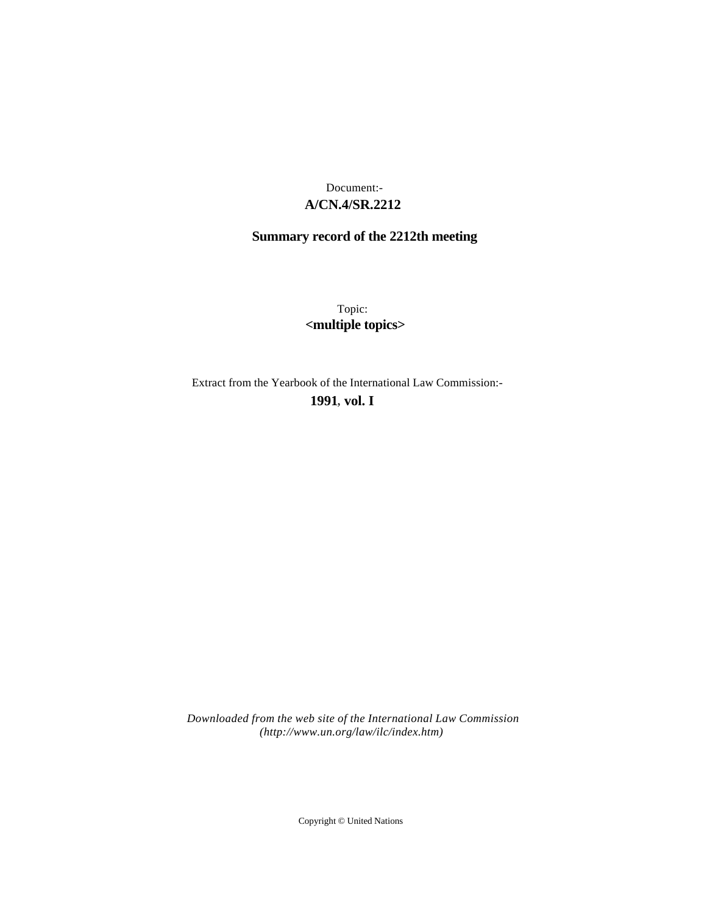Document:-
**A/CN.4/SR.2212**

**Summary record of the 2212th meeting**

Topic:
**<multiple topics>**

Extract from the Yearbook of the International Law Commission:-
**1991**, **vol. I**

*Downloaded from the web site of the International Law Commission (http://www.un.org/law/ilc/index.htm)*

Copyright © United Nations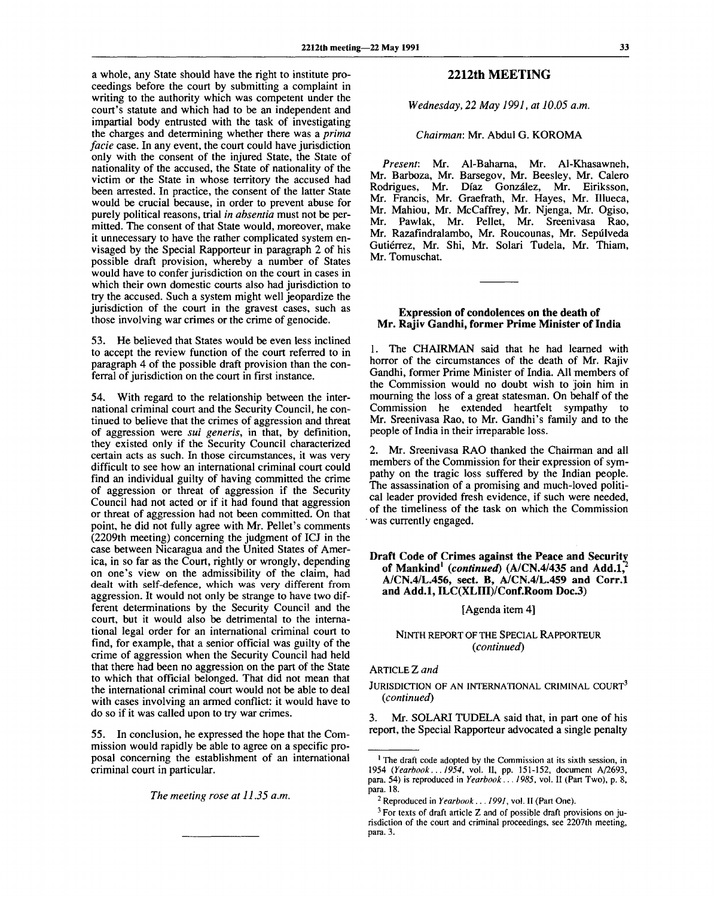a whole, any State should have the right to institute proceedings before the court by submitting a complaint in writing to the authority which was competent under the court's statute and which had to be an independent and impartial body entrusted with the task of investigating the charges and determining whether there was a *prima facie* case. In any event, the court could have jurisdiction only with the consent of the injured State, the State of nationality of the accused, the State of nationality of the victim or the State in whose territory the accused had been arrested. In practice, the consent of the latter State would be crucial because, in order to prevent abuse for purely political reasons, trial *in absentia* must not be permitted. The consent of that State would, moreover, make it unnecessary to have the rather complicated system envisaged by the Special Rapporteur in paragraph 2 of his possible draft provision, whereby a number of States would have to confer jurisdiction on the court in cases in which their own domestic courts also had jurisdiction to try the accused. Such a system might well jeopardize the jurisdiction of the court in the gravest cases, such as those involving war crimes or the crime of genocide.

53. He believed that States would be even less inclined to accept the review function of the court referred to in paragraph 4 of the possible draft provision than the conferral of jurisdiction on the court in first instance.

54. With regard to the relationship between the international criminal court and the Security Council, he continued to believe that the crimes of aggression and threat of aggression were *sui generis*, in that, by definition, they existed only if the Security Council characterized certain acts as such. In those circumstances, it was very difficult to see how an international criminal court could find an individual guilty of having committed the crime of aggression or threat of aggression if the Security Council had not acted or if it had found that aggression or threat of aggression had not been committed. On that point, he did not fully agree with Mr. Pellet's comments (2209th meeting) concerning the judgment of ICJ in the case between Nicaragua and the United States of America, in so far as the Court, rightly or wrongly, depending on one's view on the admissibility of the claim, had dealt with self-defence, which was very different from aggression. It would not only be strange to have two different determinations by the Security Council and the court, but it would also be detrimental to the international legal order for an international criminal court to find, for example, that a senior official was guilty of the crime of aggression when the Security Council had held that there had been no aggression on the part of the State to which that official belonged. That did not mean that the international criminal court would not be able to deal with cases involving an armed conflict: it would have to do so if it was called upon to try war crimes.

55. In conclusion, he expressed the hope that the Commission would rapidly be able to agree on a specific proposal concerning the establishment of an international criminal court in particular.

*The meeting rose at 11.35 a.m.*

---

## 2212th MEETING

*Wednesday, 22 May 1991, at 10.05 a.m.*

*Chairman*: Mr. Abdul G. KOROMA

*Present*: Mr. Al-Baharna, Mr. Al-Khasawneh, Mr. Barboza, Mr. Barsegov, Mr. Beesley, Mr. Calero Rodrigues, Mr. Díaz González, Mr. Eiriksson, Mr. Francis, Mr. Graefrath, Mr. Hayes, Mr. Illueca, Mr. Mahiou, Mr. McCaffrey, Mr. Njenga, Mr. Ogiso, Mr. Pawlak, Mr. Pellet, Mr. Sreenivasa Rao, Mr. Razafindralambo, Mr. Roucounas, Mr. Sepúlveda Gutiérrez, Mr. Shi, Mr. Solari Tudela, Mr. Thiam, Mr. Tomuschat.

---

### Expression of condolences on the death of Mr. Rajiv Gandhi, former Prime Minister of India

1. The CHAIRMAN said that he had learned with horror of the circumstances of the death of Mr. Rajiv Gandhi, former Prime Minister of India. All members of the Commission would no doubt wish to join him in mourning the loss of a great statesman. On behalf of the Commission he extended heartfelt sympathy to Mr. Sreenivasa Rao, to Mr. Gandhi's family and to the people of India in their irreparable loss.

2. Mr. Sreenivasa RAO thanked the Chairman and all members of the Commission for their expression of sympathy on the tragic loss suffered by the Indian people. The assassination of a promising and much-loved political leader provided fresh evidence, if such were needed, of the timeliness of the task on which the Commission was currently engaged.

### Draft Code of Crimes against the Peace and Security of Mankind[1] (*continued*) (A/CN.4/435 and Add.1,[2] A/CN.4/L.456, sect. B, A/CN.4/L.459 and Corr.1 and Add.1, ILC(XLIII)/Conf.Room Doc.3)

[Agenda item 4]

#### NINTH REPORT OF THE SPECIAL RAPPORTEUR (*continued*)

ARTICLE Z *and*

JURISDICTION OF AN INTERNATIONAL CRIMINAL COURT[3] (*continued*)

3. Mr. SOLARI TUDELA said that, in part one of his report, the Special Rapporteur advocated a single penalty

---

[1] The draft code adopted by the Commission at its sixth session, in 1954 (*Yearbook . . . 1954*, vol. II, pp. 151-152, document A/2693, para. 54) is reproduced in *Yearbook . . . 1985*, vol. II (Part Two), p. 8, para. 18.

[2] Reproduced in *Yearbook . . . 1991*, vol. II (Part One).

[3] For texts of draft article Z and of possible draft provisions on jurisdiction of the court and criminal proceedings, see 2207th meeting, para. 3.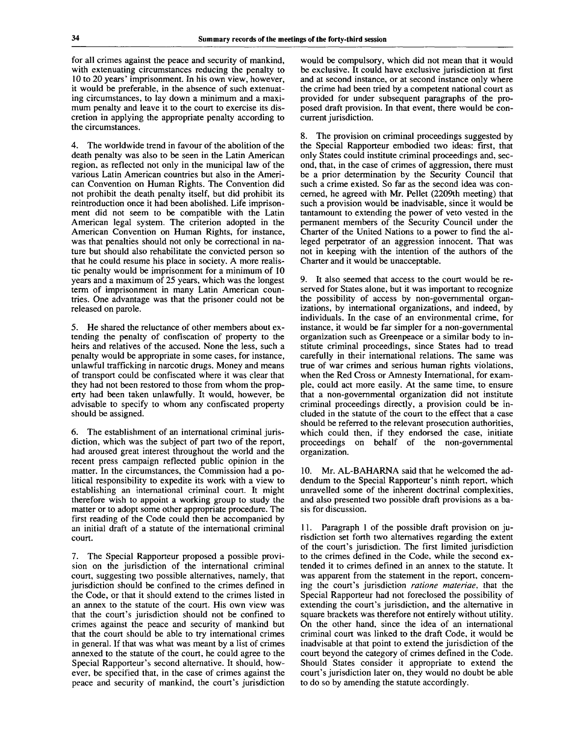for all crimes against the peace and security of mankind, with extenuating circumstances reducing the penalty to 10 to 20 years' imprisonment. In his own view, however, it would be preferable, in the absence of such extenuating circumstances, to lay down a minimum and a maximum penalty and leave it to the court to exercise its discretion in applying the appropriate penalty according to the circumstances.

4. The worldwide trend in favour of the abolition of the death penalty was also to be seen in the Latin American region, as reflected not only in the municipal law of the various Latin American countries but also in the American Convention on Human Rights. The Convention did not prohibit the death penalty itself, but did prohibit its reintroduction once it had been abolished. Life imprisonment did not seem to be compatible with the Latin American legal system. The criterion adopted in the American Convention on Human Rights, for instance, was that penalties should not only be correctional in nature but should also rehabilitate the convicted person so that he could resume his place in society. A more realistic penalty would be imprisonment for a minimum of 10 years and a maximum of 25 years, which was the longest term of imprisonment in many Latin American countries. One advantage was that the prisoner could not be released on parole.

5. He shared the reluctance of other members about extending the penalty of confiscation of property to the heirs and relatives of the accused. None the less, such a penalty would be appropriate in some cases, for instance, unlawful trafficking in narcotic drugs. Money and means of transport could be confiscated where it was clear that they had not been restored to those from whom the property had been taken unlawfully. It would, however, be advisable to specify to whom any confiscated property should be assigned.

6. The establishment of an international criminal jurisdiction, which was the subject of part two of the report, had aroused great interest throughout the world and the recent press campaign reflected public opinion in the matter. In the circumstances, the Commission had a political responsibility to expedite its work with a view to establishing an international criminal court. It might therefore wish to appoint a working group to study the matter or to adopt some other appropriate procedure. The first reading of the Code could then be accompanied by an initial draft of a statute of the international criminal court.

7. The Special Rapporteur proposed a possible provision on the jurisdiction of the international criminal court, suggesting two possible alternatives, namely, that jurisdiction should be confined to the crimes defined in the Code, or that it should extend to the crimes listed in an annex to the statute of the court. His own view was that the court's jurisdiction should not be confined to crimes against the peace and security of mankind but that the court should be able to try international crimes in general. If that was what was meant by a list of crimes annexed to the statute of the court, he could agree to the Special Rapporteur's second alternative. It should, however, be specified that, in the case of crimes against the peace and security of mankind, the court's jurisdiction would be compulsory, which did not mean that it would be exclusive. It could have exclusive jurisdiction at first and at second instance, or at second instance only where the crime had been tried by a competent national court as provided for under subsequent paragraphs of the proposed draft provision. In that event, there would be concurrent jurisdiction.

8. The provision on criminal proceedings suggested by the Special Rapporteur embodied two ideas: first, that only States could institute criminal proceedings and, second, that, in the case of crimes of aggression, there must be a prior determination by the Security Council that such a crime existed. So far as the second idea was concerned, he agreed with Mr. Pellet (2209th meeting) that such a provision would be inadvisable, since it would be tantamount to extending the power of veto vested in the permanent members of the Security Council under the Charter of the United Nations to a power to find the alleged perpetrator of an aggression innocent. That was not in keeping with the intention of the authors of the Charter and it would be unacceptable.

9. It also seemed that access to the court would be reserved for States alone, but it was important to recognize the possibility of access by non-governmental organizations, by international organizations, and indeed, by individuals. In the case of an environmental crime, for instance, it would be far simpler for a non-governmental organization such as Greenpeace or a similar body to institute criminal proceedings, since States had to tread carefully in their international relations. The same was true of war crimes and serious human rights violations, when the Red Cross or Amnesty International, for example, could act more easily. At the same time, to ensure that a non-governmental organization did not institute criminal proceedings directly, a provision could be included in the statute of the court to the effect that a case should be referred to the relevant prosecution authorities, which could then, if they endorsed the case, initiate proceedings on behalf of the non-governmental organization.

10. Mr. AL-BAHARNA said that he welcomed the addendum to the Special Rapporteur's ninth report, which unravelled some of the inherent doctrinal complexities, and also presented two possible draft provisions as a basis for discussion.

11. Paragraph 1 of the possible draft provision on jurisdiction set forth two alternatives regarding the extent of the court's jurisdiction. The first limited jurisdiction to the crimes defined in the Code, while the second extended it to crimes defined in an annex to the statute. It was apparent from the statement in the report, concerning the court's jurisdiction *ratione materiae*, that the Special Rapporteur had not foreclosed the possibility of extending the court's jurisdiction, and the alternative in square brackets was therefore not entirely without utility. On the other hand, since the idea of an international criminal court was linked to the draft Code, it would be inadvisable at that point to extend the jurisdiction of the court beyond the category of crimes defined in the Code. Should States consider it appropriate to extend the court's jurisdiction later on, they would no doubt be able to do so by amending the statute accordingly.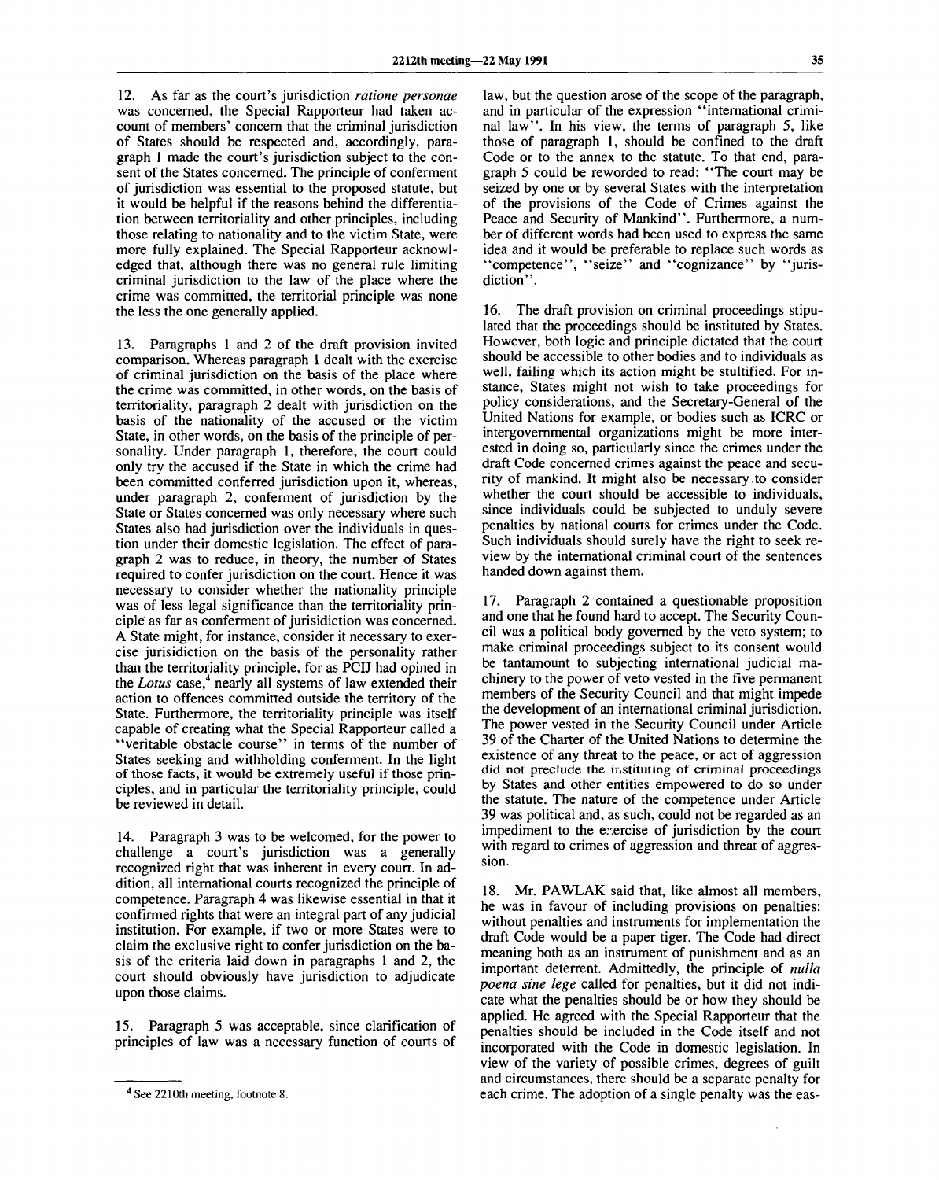12. As far as the court's jurisdiction *ratione personae* was concerned, the Special Rapporteur had taken account of members' concern that the criminal jurisdiction of States should be respected and, accordingly, paragraph 1 made the court's jurisdiction subject to the consent of the States concerned. The principle of conferment of jurisdiction was essential to the proposed statute, but it would be helpful if the reasons behind the differentiation between territoriality and other principles, including those relating to nationality and to the victim State, were more fully explained. The Special Rapporteur acknowledged that, although there was no general rule limiting criminal jurisdiction to the law of the place where the crime was committed, the territorial principle was none the less the one generally applied.

13. Paragraphs 1 and 2 of the draft provision invited comparison. Whereas paragraph 1 dealt with the exercise of criminal jurisdiction on the basis of the place where the crime was committed, in other words, on the basis of territoriality, paragraph 2 dealt with jurisdiction on the basis of the nationality of the accused or the victim State, in other words, on the basis of the principle of personality. Under paragraph 1, therefore, the court could only try the accused if the State in which the crime had been committed conferred jurisdiction upon it, whereas, under paragraph 2, conferment of jurisdiction by the State or States concerned was only necessary where such States also had jurisdiction over the individuals in question under their domestic legislation. The effect of paragraph 2 was to reduce, in theory, the number of States required to confer jurisdiction on the court. Hence it was necessary to consider whether the nationality principle was of less legal significance than the territoriality principle as far as conferment of jurisidiction was concerned. A State might, for instance, consider it necessary to exercise jurisidiction on the basis of the personality rather than the territoriality principle, for as PCIJ had opined in the *Lotus* case,[4] nearly all systems of law extended their action to offences committed outside the territory of the State. Furthermore, the territoriality principle was itself capable of creating what the Special Rapporteur called a "veritable obstacle course" in terms of the number of States seeking and withholding conferment. In the light of those facts, it would be extremely useful if those principles, and in particular the territoriality principle, could be reviewed in detail.

14. Paragraph 3 was to be welcomed, for the power to challenge a court's jurisdiction was a generally recognized right that was inherent in every court. In addition, all international courts recognized the principle of competence. Paragraph 4 was likewise essential in that it confirmed rights that were an integral part of any judicial institution. For example, if two or more States were to claim the exclusive right to confer jurisdiction on the basis of the criteria laid down in paragraphs 1 and 2, the court should obviously have jurisdiction to adjudicate upon those claims.

15. Paragraph 5 was acceptable, since clarification of principles of law was a necessary function of courts of law, but the question arose of the scope of the paragraph, and in particular of the expression "international criminal law". In his view, the terms of paragraph 5, like those of paragraph 1, should be confined to the draft Code or to the annex to the statute. To that end, paragraph 5 could be reworded to read: "The court may be seized by one or by several States with the interpretation of the provisions of the Code of Crimes against the Peace and Security of Mankind". Furthermore, a number of different words had been used to express the same idea and it would be preferable to replace such words as "competence", "seize" and "cognizance" by "jurisdiction".

16. The draft provision on criminal proceedings stipulated that the proceedings should be instituted by States. However, both logic and principle dictated that the court should be accessible to other bodies and to individuals as well, failing which its action might be stultified. For instance, States might not wish to take proceedings for policy considerations, and the Secretary-General of the United Nations for example, or bodies such as ICRC or intergovernmental organizations might be more interested in doing so, particularly since the crimes under the draft Code concerned crimes against the peace and security of mankind. It might also be necessary to consider whether the court should be accessible to individuals, since individuals could be subjected to unduly severe penalties by national courts for crimes under the Code. Such individuals should surely have the right to seek review by the international criminal court of the sentences handed down against them.

17. Paragraph 2 contained a questionable proposition and one that he found hard to accept. The Security Council was a political body governed by the veto system; to make criminal proceedings subject to its consent would be tantamount to subjecting international judicial machinery to the power of veto vested in the five permanent members of the Security Council and that might impede the development of an international criminal jurisdiction. The power vested in the Security Council under Article 39 of the Charter of the United Nations to determine the existence of any threat to the peace, or act of aggression did not preclude the instituting of criminal proceedings by States and other entities empowered to do so under the statute. The nature of the competence under Article 39 was political and, as such, could not be regarded as an impediment to the exercise of jurisdiction by the court with regard to crimes of aggression and threat of aggression.

18. Mr. PAWLAK said that, like almost all members, he was in favour of including provisions on penalties: without penalties and instruments for implementation the draft Code would be a paper tiger. The Code had direct meaning both as an instrument of punishment and as an important deterrent. Admittedly, the principle of *nulla poena sine lege* called for penalties, but it did not indicate what the penalties should be or how they should be applied. He agreed with the Special Rapporteur that the penalties should be included in the Code itself and not incorporated with the Code in domestic legislation. In view of the variety of possible crimes, degrees of guilt and circumstances, there should be a separate penalty for each crime. The adoption of a single penalty was the eas-

---

[4] See 2210th meeting, footnote 8.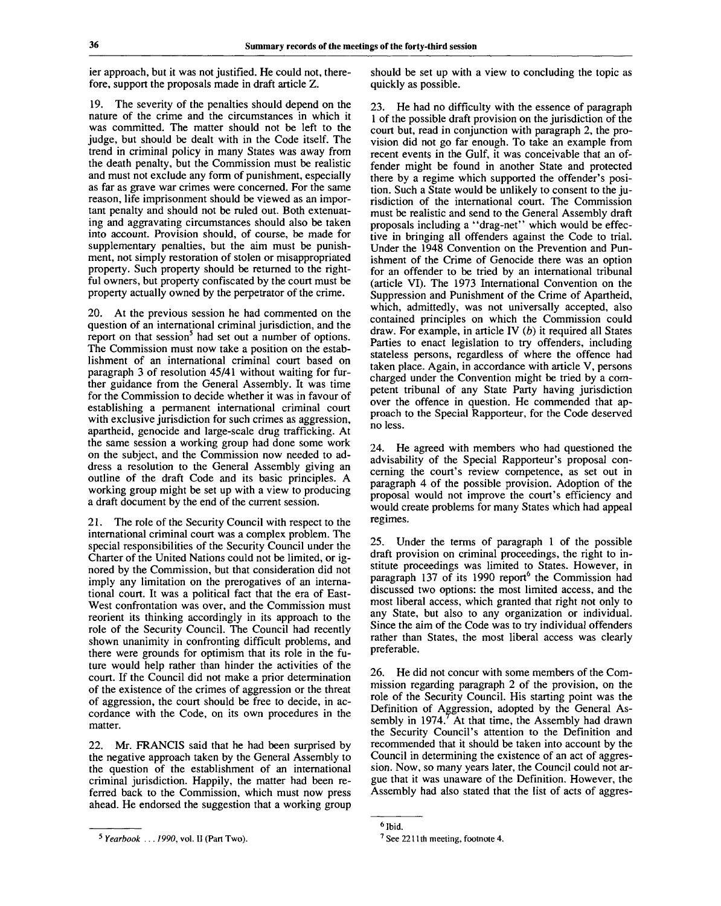ier approach, but it was not justified. He could not, therefore, support the proposals made in draft article Z.

19. The severity of the penalties should depend on the nature of the crime and the circumstances in which it was committed. The matter should not be left to the judge, but should be dealt with in the Code itself. The trend in criminal policy in many States was away from the death penalty, but the Commission must be realistic and must not exclude any form of punishment, especially as far as grave war crimes were concerned. For the same reason, life imprisonment should be viewed as an important penalty and should not be ruled out. Both extenuating and aggravating circumstances should also be taken into account. Provision should, of course, be made for supplementary penalties, but the aim must be punishment, not simply restoration of stolen or misappropriated property. Such property should be returned to the rightful owners, but property confiscated by the court must be property actually owned by the perpetrator of the crime.

20. At the previous session he had commented on the question of an international criminal jurisdiction, and the report on that session[5] had set out a number of options. The Commission must now take a position on the establishment of an international criminal court based on paragraph 3 of resolution 45/41 without waiting for further guidance from the General Assembly. It was time for the Commission to decide whether it was in favour of establishing a permanent international criminal court with exclusive jurisdiction for such crimes as aggression, apartheid, genocide and large-scale drug trafficking. At the same session a working group had done some work on the subject, and the Commission now needed to address a resolution to the General Assembly giving an outline of the draft Code and its basic principles. A working group might be set up with a view to producing a draft document by the end of the current session.

21. The role of the Security Council with respect to the international criminal court was a complex problem. The special responsibilities of the Security Council under the Charter of the United Nations could not be limited, or ignored by the Commission, but that consideration did not imply any limitation on the prerogatives of an international court. It was a political fact that the era of East-West confrontation was over, and the Commission must reorient its thinking accordingly in its approach to the role of the Security Council. The Council had recently shown unanimity in confronting difficult problems, and there were grounds for optimism that its role in the future would help rather than hinder the activities of the court. If the Council did not make a prior determination of the existence of the crimes of aggression or the threat of aggression, the court should be free to decide, in accordance with the Code, on its own procedures in the matter.

22. Mr. FRANCIS said that he had been surprised by the negative approach taken by the General Assembly to the question of the establishment of an international criminal jurisdiction. Happily, the matter had been referred back to the Commission, which must now press ahead. He endorsed the suggestion that a working group should be set up with a view to concluding the topic as quickly as possible.

23. He had no difficulty with the essence of paragraph 1 of the possible draft provision on the jurisdiction of the court but, read in conjunction with paragraph 2, the provision did not go far enough. To take an example from recent events in the Gulf, it was conceivable that an offender might be found in another State and protected there by a regime which supported the offender's position. Such a State would be unlikely to consent to the jurisdiction of the international court. The Commission must be realistic and send to the General Assembly draft proposals including a "drag-net" which would be effective in bringing all offenders against the Code to trial. Under the 1948 Convention on the Prevention and Punishment of the Crime of Genocide there was an option for an offender to be tried by an international tribunal (article VI). The 1973 International Convention on the Suppression and Punishment of the Crime of Apartheid, which, admittedly, was not universally accepted, also contained principles on which the Commission could draw. For example, in article IV (*b*) it required all States Parties to enact legislation to try offenders, including stateless persons, regardless of where the offence had taken place. Again, in accordance with article V, persons charged under the Convention might be tried by a competent tribunal of any State Party having jurisdiction over the offence in question. He commended that approach to the Special Rapporteur, for the Code deserved no less.

24. He agreed with members who had questioned the advisability of the Special Rapporteur's proposal concerning the court's review competence, as set out in paragraph 4 of the possible provision. Adoption of the proposal would not improve the court's efficiency and would create problems for many States which had appeal regimes.

25. Under the terms of paragraph 1 of the possible draft provision on criminal proceedings, the right to institute proceedings was limited to States. However, in paragraph 137 of its 1990 report[6] the Commission had discussed two options: the most limited access, and the most liberal access, which granted that right not only to any State, but also to any organization or individual. Since the aim of the Code was to try individual offenders rather than States, the most liberal access was clearly preferable.

26. He did not concur with some members of the Commission regarding paragraph 2 of the provision, on the role of the Security Council. His starting point was the Definition of Aggression, adopted by the General Assembly in 1974.[7] At that time, the Assembly had drawn the Security Council's attention to the Definition and recommended that it should be taken into account by the Council in determining the existence of an act of aggression. Now, so many years later, the Council could not argue that it was unaware of the Definition. However, the Assembly had also stated that the list of acts of aggres-

---

[5] *Yearbook ... 1990*, vol. II (Part Two).

[6] Ibid.

[7] See 2211th meeting, footnote 4.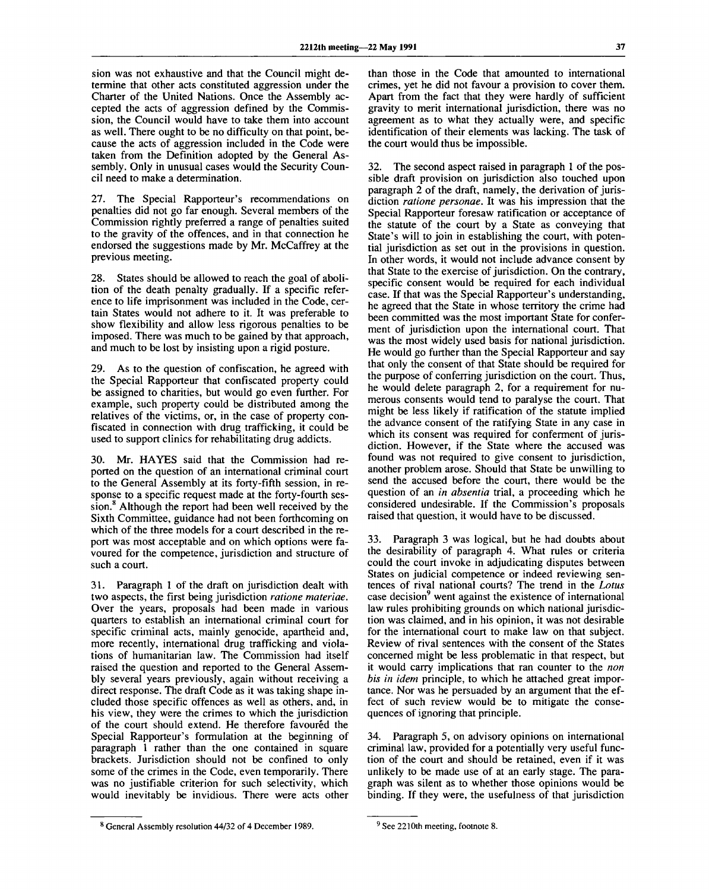sion was not exhaustive and that the Council might determine that other acts constituted aggression under the Charter of the United Nations. Once the Assembly accepted the acts of aggression defined by the Commission, the Council would have to take them into account as well. There ought to be no difficulty on that point, because the acts of aggression included in the Code were taken from the Definition adopted by the General Assembly. Only in unusual cases would the Security Council need to make a determination.

27. The Special Rapporteur's recommendations on penalties did not go far enough. Several members of the Commission rightly preferred a range of penalties suited to the gravity of the offences, and in that connection he endorsed the suggestions made by Mr. McCaffrey at the previous meeting.

28. States should be allowed to reach the goal of abolition of the death penalty gradually. If a specific reference to life imprisonment was included in the Code, certain States would not adhere to it. It was preferable to show flexibility and allow less rigorous penalties to be imposed. There was much to be gained by that approach, and much to be lost by insisting upon a rigid posture.

29. As to the question of confiscation, he agreed with the Special Rapporteur that confiscated property could be assigned to charities, but would go even further. For example, such property could be distributed among the relatives of the victims, or, in the case of property confiscated in connection with drug trafficking, it could be used to support clinics for rehabilitating drug addicts.

30. Mr. HAYES said that the Commission had reported on the question of an international criminal court to the General Assembly at its forty-fifth session, in response to a specific request made at the forty-fourth session.[8] Although the report had been well received by the Sixth Committee, guidance had not been forthcoming on which of the three models for a court described in the report was most acceptable and on which options were favoured for the competence, jurisdiction and structure of such a court.

31. Paragraph 1 of the draft on jurisdiction dealt with two aspects, the first being jurisdiction *ratione materiae*. Over the years, proposals had been made in various quarters to establish an international criminal court for specific criminal acts, mainly genocide, apartheid and, more recently, international drug trafficking and violations of humanitarian law. The Commission had itself raised the question and reported to the General Assembly several years previously, again without receiving a direct response. The draft Code as it was taking shape included those specific offences as well as others, and, in his view, they were the crimes to which the jurisdiction of the court should extend. He therefore favoured the Special Rapporteur's formulation at the beginning of paragraph 1 rather than the one contained in square brackets. Jurisdiction should not be confined to only some of the crimes in the Code, even temporarily. There was no justifiable criterion for such selectivity, which would inevitably be invidious. There were acts other than those in the Code that amounted to international crimes, yet he did not favour a provision to cover them. Apart from the fact that they were hardly of sufficient gravity to merit international jurisdiction, there was no agreement as to what they actually were, and specific identification of their elements was lacking. The task of the court would thus be impossible.

32. The second aspect raised in paragraph 1 of the possible draft provision on jurisdiction also touched upon paragraph 2 of the draft, namely, the derivation of jurisdiction *ratione personae*. It was his impression that the Special Rapporteur foresaw ratification or acceptance of the statute of the court by a State as conveying that State's will to join in establishing the court, with potential jurisdiction as set out in the provisions in question. In other words, it would not include advance consent by that State to the exercise of jurisdiction. On the contrary, specific consent would be required for each individual case. If that was the Special Rapporteur's understanding, he agreed that the State in whose territory the crime had been committed was the most important State for conferment of jurisdiction upon the international court. That was the most widely used basis for national jurisdiction. He would go further than the Special Rapporteur and say that only the consent of that State should be required for the purpose of conferring jurisdiction on the court. Thus, he would delete paragraph 2, for a requirement for numerous consents would tend to paralyse the court. That might be less likely if ratification of the statute implied the advance consent of the ratifying State in any case in which its consent was required for conferment of jurisdiction. However, if the State where the accused was found was not required to give consent to jurisdiction, another problem arose. Should that State be unwilling to send the accused before the court, there would be the question of an *in absentia* trial, a proceeding which he considered undesirable. If the Commission's proposals raised that question, it would have to be discussed.

33. Paragraph 3 was logical, but he had doubts about the desirability of paragraph 4. What rules or criteria could the court invoke in adjudicating disputes between States on judicial competence or indeed reviewing sentences of rival national courts? The trend in the *Lotus* case decision[9] went against the existence of international law rules prohibiting grounds on which national jurisdiction was claimed, and in his opinion, it was not desirable for the international court to make law on that subject. Review of rival sentences with the consent of the States concerned might be less problematic in that respect, but it would carry implications that ran counter to the *non bis in idem* principle, to which he attached great importance. Nor was he persuaded by an argument that the effect of such review would be to mitigate the consequences of ignoring that principle.

34. Paragraph 5, on advisory opinions on international criminal law, provided for a potentially very useful function of the court and should be retained, even if it was unlikely to be made use of at an early stage. The paragraph was silent as to whether those opinions would be binding. If they were, the usefulness of that jurisdiction

[8] General Assembly resolution 44/32 of 4 December 1989.

[9] See 2210th meeting, footnote 8.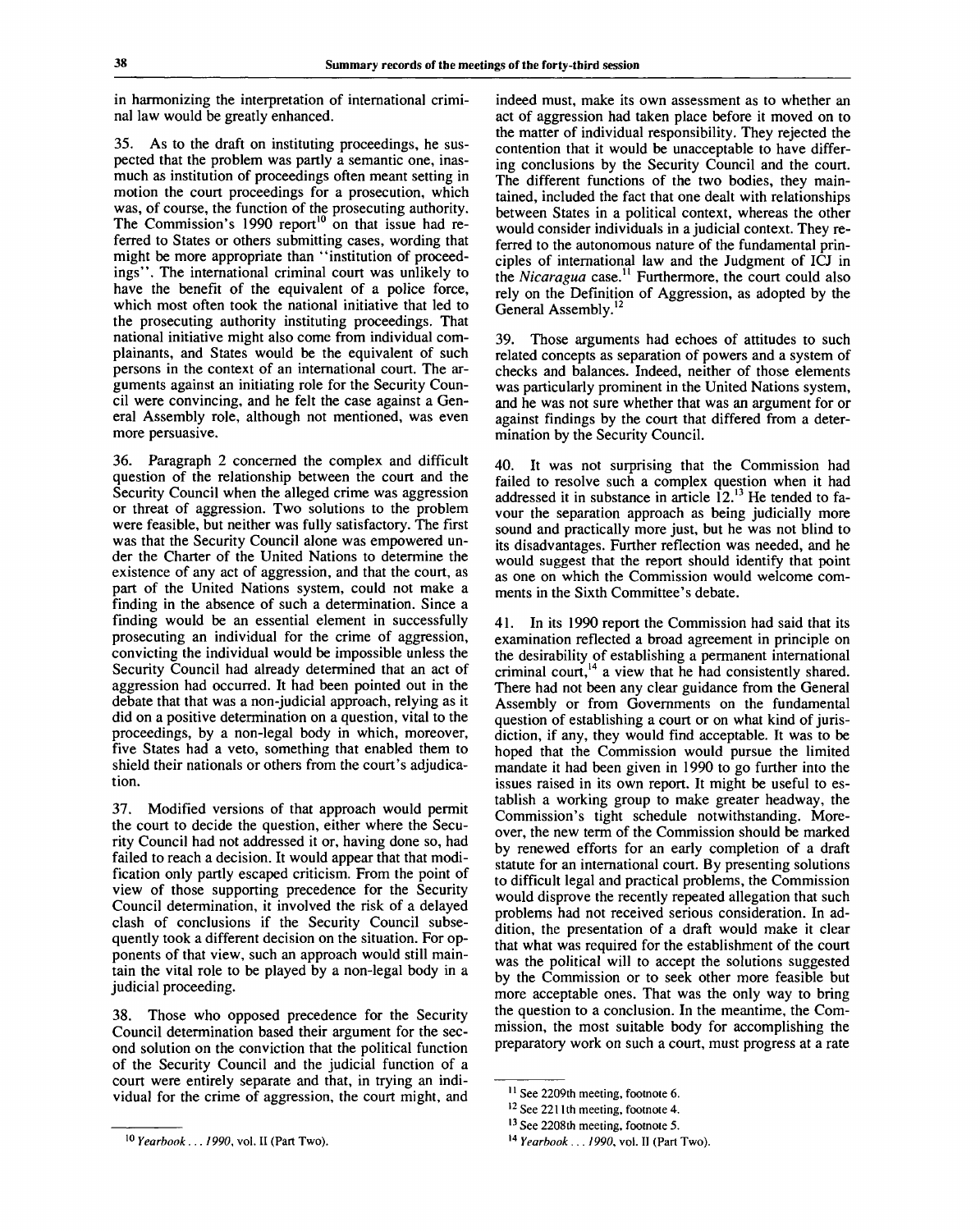in harmonizing the interpretation of international criminal law would be greatly enhanced.

35. As to the draft on instituting proceedings, he suspected that the problem was partly a semantic one, inasmuch as institution of proceedings often meant setting in motion the court proceedings for a prosecution, which was, of course, the function of the prosecuting authority. The Commission's 1990 report[10] on that issue had referred to States or others submitting cases, wording that might be more appropriate than "institution of proceedings". The international criminal court was unlikely to have the benefit of the equivalent of a police force, which most often took the national initiative that led to the prosecuting authority instituting proceedings. That national initiative might also come from individual complainants, and States would be the equivalent of such persons in the context of an international court. The arguments against an initiating role for the Security Council were convincing, and he felt the case against a General Assembly role, although not mentioned, was even more persuasive.

36. Paragraph 2 concerned the complex and difficult question of the relationship between the court and the Security Council when the alleged crime was aggression or threat of aggression. Two solutions to the problem were feasible, but neither was fully satisfactory. The first was that the Security Council alone was empowered under the Charter of the United Nations to determine the existence of any act of aggression, and that the court, as part of the United Nations system, could not make a finding in the absence of such a determination. Since a finding would be an essential element in successfully prosecuting an individual for the crime of aggression, convicting the individual would be impossible unless the Security Council had already determined that an act of aggression had occurred. It had been pointed out in the debate that that was a non-judicial approach, relying as it did on a positive determination on a question, vital to the proceedings, by a non-legal body in which, moreover, five States had a veto, something that enabled them to shield their nationals or others from the court's adjudication.

37. Modified versions of that approach would permit the court to decide the question, either where the Security Council had not addressed it or, having done so, had failed to reach a decision. It would appear that that modification only partly escaped criticism. From the point of view of those supporting precedence for the Security Council determination, it involved the risk of a delayed clash of conclusions if the Security Council subsequently took a different decision on the situation. For opponents of that view, such an approach would still maintain the vital role to be played by a non-legal body in a judicial proceeding.

38. Those who opposed precedence for the Security Council determination based their argument for the second solution on the conviction that the political function of the Security Council and the judicial function of a court were entirely separate and that, in trying an individual for the crime of aggression, the court might, and indeed must, make its own assessment as to whether an act of aggression had taken place before it moved on to the matter of individual responsibility. They rejected the contention that it would be unacceptable to have differing conclusions by the Security Council and the court. The different functions of the two bodies, they maintained, included the fact that one dealt with relationships between States in a political context, whereas the other would consider individuals in a judicial context. They referred to the autonomous nature of the fundamental principles of international law and the Judgment of ICJ in the *Nicaragua* case.[11] Furthermore, the court could also rely on the Definition of Aggression, as adopted by the General Assembly.[12]

39. Those arguments had echoes of attitudes to such related concepts as separation of powers and a system of checks and balances. Indeed, neither of those elements was particularly prominent in the United Nations system, and he was not sure whether that was an argument for or against findings by the court that differed from a determination by the Security Council.

40. It was not surprising that the Commission had failed to resolve such a complex question when it had addressed it in substance in article 12.[13] He tended to favour the separation approach as being judicially more sound and practically more just, but he was not blind to its disadvantages. Further reflection was needed, and he would suggest that the report should identify that point as one on which the Commission would welcome comments in the Sixth Committee's debate.

41. In its 1990 report the Commission had said that its examination reflected a broad agreement in principle on the desirability of establishing a permanent international criminal court,[14] a view that he had consistently shared. There had not been any clear guidance from the General Assembly or from Governments on the fundamental question of establishing a court or on what kind of jurisdiction, if any, they would find acceptable. It was to be hoped that the Commission would pursue the limited mandate it had been given in 1990 to go further into the issues raised in its own report. It might be useful to establish a working group to make greater headway, the Commission's tight schedule notwithstanding. Moreover, the new term of the Commission should be marked by renewed efforts for an early completion of a draft statute for an international court. By presenting solutions to difficult legal and practical problems, the Commission would disprove the recently repeated allegation that such problems had not received serious consideration. In addition, the presentation of a draft would make it clear that what was required for the establishment of the court was the political will to accept the solutions suggested by the Commission or to seek other more feasible but more acceptable ones. That was the only way to bring the question to a conclusion. In the meantime, the Commission, the most suitable body for accomplishing the preparatory work on such a court, must progress at a rate

---

[10] *Yearbook ... 1990*, vol. II (Part Two).

[11] See 2209th meeting, footnote 6.

[12] See 2211th meeting, footnote 4.

[13] See 2208th meeting, footnote 5.

[14] *Yearbook ... 1990*, vol. II (Part Two).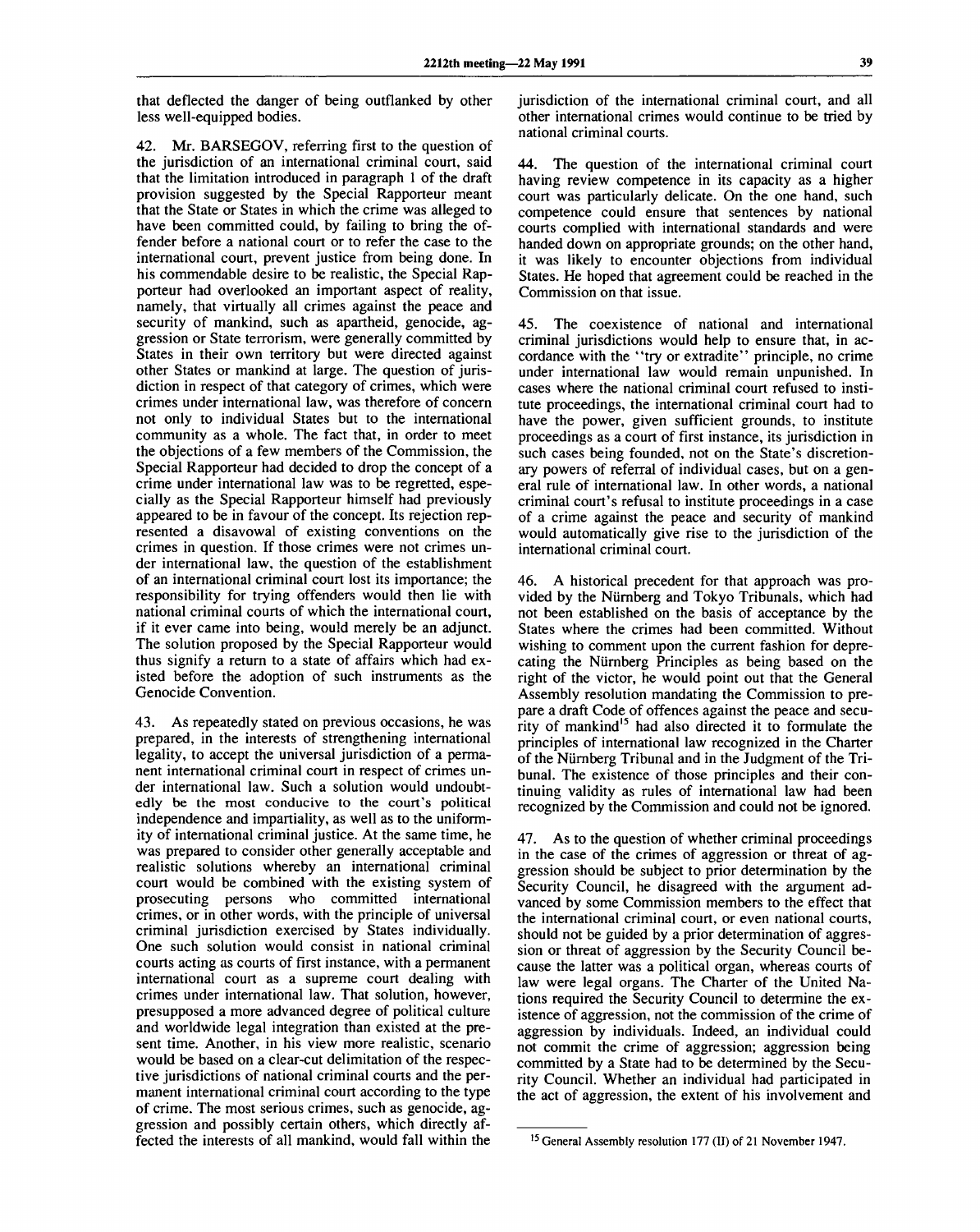that deflected the danger of being outflanked by other less well-equipped bodies.

42. Mr. BARSEGOV, referring first to the question of the jurisdiction of an international criminal court, said that the limitation introduced in paragraph 1 of the draft provision suggested by the Special Rapporteur meant that the State or States in which the crime was alleged to have been committed could, by failing to bring the offender before a national court or to refer the case to the international court, prevent justice from being done. In his commendable desire to be realistic, the Special Rapporteur had overlooked an important aspect of reality, namely, that virtually all crimes against the peace and security of mankind, such as apartheid, genocide, aggression or State terrorism, were generally committed by States in their own territory but were directed against other States or mankind at large. The question of jurisdiction in respect of that category of crimes, which were crimes under international law, was therefore of concern not only to individual States but to the international community as a whole. The fact that, in order to meet the objections of a few members of the Commission, the Special Rapporteur had decided to drop the concept of a crime under international law was to be regretted, especially as the Special Rapporteur himself had previously appeared to be in favour of the concept. Its rejection represented a disavowal of existing conventions on the crimes in question. If those crimes were not crimes under international law, the question of the establishment of an international criminal court lost its importance; the responsibility for trying offenders would then lie with national criminal courts of which the international court, if it ever came into being, would merely be an adjunct. The solution proposed by the Special Rapporteur would thus signify a return to a state of affairs which had existed before the adoption of such instruments as the Genocide Convention.

43. As repeatedly stated on previous occasions, he was prepared, in the interests of strengthening international legality, to accept the universal jurisdiction of a permanent international criminal court in respect of crimes under international law. Such a solution would undoubtedly be the most conducive to the court's political independence and impartiality, as well as to the uniformity of international criminal justice. At the same time, he was prepared to consider other generally acceptable and realistic solutions whereby an international criminal court would be combined with the existing system of prosecuting persons who committed international crimes, or in other words, with the principle of universal criminal jurisdiction exercised by States individually. One such solution would consist in national criminal courts acting as courts of first instance, with a permanent international court as a supreme court dealing with crimes under international law. That solution, however, presupposed a more advanced degree of political culture and worldwide legal integration than existed at the present time. Another, in his view more realistic, scenario would be based on a clear-cut delimitation of the respective jurisdictions of national criminal courts and the permanent international criminal court according to the type of crime. The most serious crimes, such as genocide, aggression and possibly certain others, which directly affected the interests of all mankind, would fall within the jurisdiction of the international criminal court, and all other international crimes would continue to be tried by national criminal courts.

44. The question of the international criminal court having review competence in its capacity as a higher court was particularly delicate. On the one hand, such competence could ensure that sentences by national courts complied with international standards and were handed down on appropriate grounds; on the other hand, it was likely to encounter objections from individual States. He hoped that agreement could be reached in the Commission on that issue.

45. The coexistence of national and international criminal jurisdictions would help to ensure that, in accordance with the "try or extradite" principle, no crime under international law would remain unpunished. In cases where the national criminal court refused to institute proceedings, the international criminal court had to have the power, given sufficient grounds, to institute proceedings as a court of first instance, its jurisdiction in such cases being founded, not on the State's discretionary powers of referral of individual cases, but on a general rule of international law. In other words, a national criminal court's refusal to institute proceedings in a case of a crime against the peace and security of mankind would automatically give rise to the jurisdiction of the international criminal court.

46. A historical precedent for that approach was provided by the Nürnberg and Tokyo Tribunals, which had not been established on the basis of acceptance by the States where the crimes had been committed. Without wishing to comment upon the current fashion for deprecating the Nürnberg Principles as being based on the right of the victor, he would point out that the General Assembly resolution mandating the Commission to prepare a draft Code of offences against the peace and security of mankind[15] had also directed it to formulate the principles of international law recognized in the Charter of the Nürnberg Tribunal and in the Judgment of the Tribunal. The existence of those principles and their continuing validity as rules of international law had been recognized by the Commission and could not be ignored.

47. As to the question of whether criminal proceedings in the case of the crimes of aggression or threat of aggression should be subject to prior determination by the Security Council, he disagreed with the argument advanced by some Commission members to the effect that the international criminal court, or even national courts, should not be guided by a prior determination of aggression or threat of aggression by the Security Council because the latter was a political organ, whereas courts of law were legal organs. The Charter of the United Nations required the Security Council to determine the existence of aggression, not the commission of the crime of aggression by individuals. Indeed, an individual could not commit the crime of aggression; aggression being committed by a State had to be determined by the Security Council. Whether an individual had participated in the act of aggression, the extent of his involvement and

[15] General Assembly resolution 177 (II) of 21 November 1947.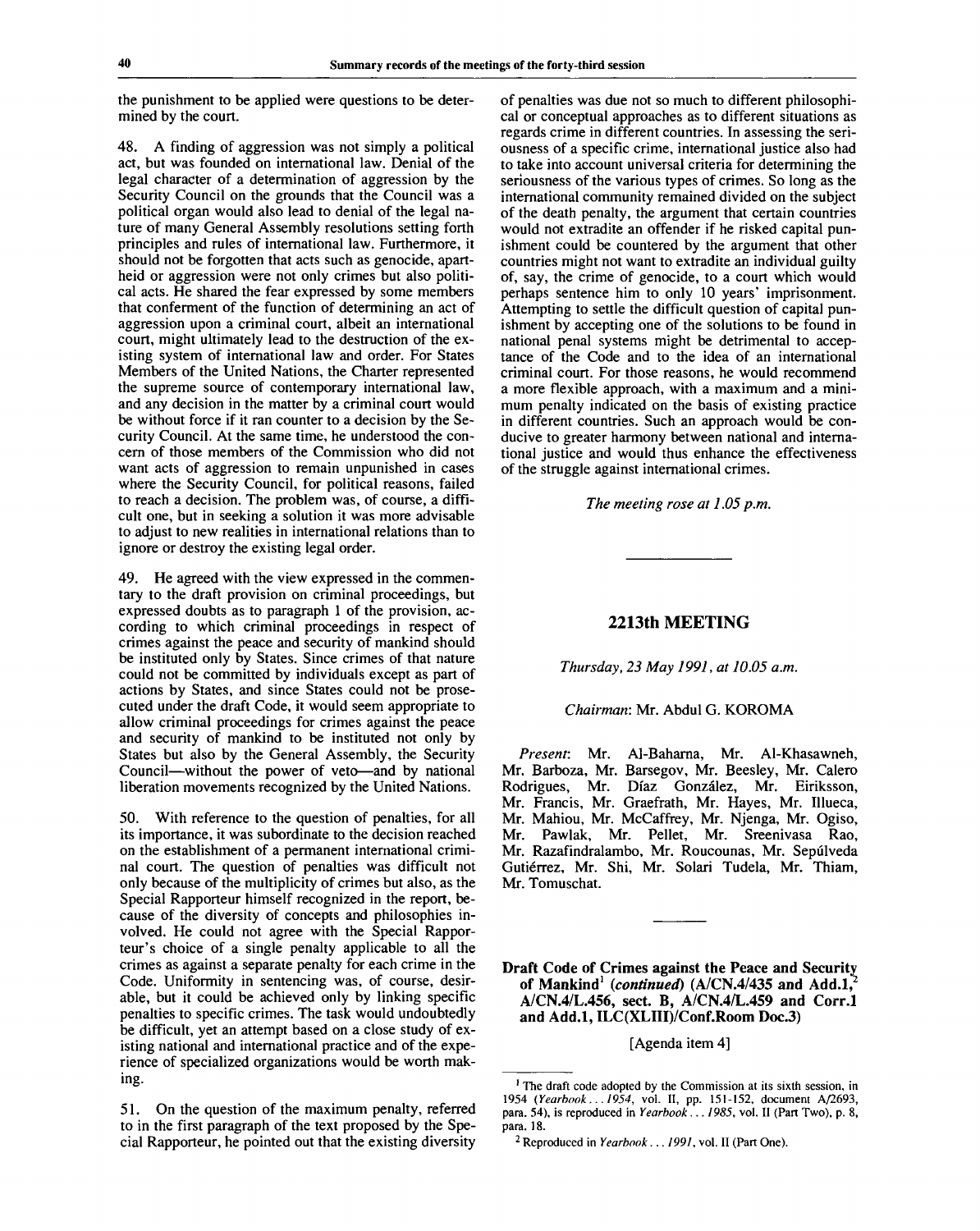the punishment to be applied were questions to be determined by the court.

48. A finding of aggression was not simply a political act, but was founded on international law. Denial of the legal character of a determination of aggression by the Security Council on the grounds that the Council was a political organ would also lead to denial of the legal nature of many General Assembly resolutions setting forth principles and rules of international law. Furthermore, it should not be forgotten that acts such as genocide, apartheid or aggression were not only crimes but also political acts. He shared the fear expressed by some members that conferment of the function of determining an act of aggression upon a criminal court, albeit an international court, might ultimately lead to the destruction of the existing system of international law and order. For States Members of the United Nations, the Charter represented the supreme source of contemporary international law, and any decision in the matter by a criminal court would be without force if it ran counter to a decision by the Security Council. At the same time, he understood the concern of those members of the Commission who did not want acts of aggression to remain unpunished in cases where the Security Council, for political reasons, failed to reach a decision. The problem was, of course, a difficult one, but in seeking a solution it was more advisable to adjust to new realities in international relations than to ignore or destroy the existing legal order.

49. He agreed with the view expressed in the commentary to the draft provision on criminal proceedings, but expressed doubts as to paragraph 1 of the provision, according to which criminal proceedings in respect of crimes against the peace and security of mankind should be instituted only by States. Since crimes of that nature could not be committed by individuals except as part of actions by States, and since States could not be prosecuted under the draft Code, it would seem appropriate to allow criminal proceedings for crimes against the peace and security of mankind to be instituted not only by States but also by the General Assembly, the Security Council—without the power of veto—and by national liberation movements recognized by the United Nations.

50. With reference to the question of penalties, for all its importance, it was subordinate to the decision reached on the establishment of a permanent international criminal court. The question of penalties was difficult not only because of the multiplicity of crimes but also, as the Special Rapporteur himself recognized in the report, because of the diversity of concepts and philosophies involved. He could not agree with the Special Rapporteur's choice of a single penalty applicable to all the crimes as against a separate penalty for each crime in the Code. Uniformity in sentencing was, of course, desirable, but it could be achieved only by linking specific penalties to specific crimes. The task would undoubtedly be difficult, yet an attempt based on a close study of existing national and international practice and of the experience of specialized organizations would be worth making.

51. On the question of the maximum penalty, referred to in the first paragraph of the text proposed by the Special Rapporteur, he pointed out that the existing diversity of penalties was due not so much to different philosophical or conceptual approaches as to different situations as regards crime in different countries. In assessing the seriousness of a specific crime, international justice also had to take into account universal criteria for determining the seriousness of the various types of crimes. So long as the international community remained divided on the subject of the death penalty, the argument that certain countries would not extradite an offender if he risked capital punishment could be countered by the argument that other countries might not want to extradite an individual guilty of, say, the crime of genocide, to a court which would perhaps sentence him to only 10 years' imprisonment. Attempting to settle the difficult question of capital punishment by accepting one of the solutions to be found in national penal systems might be detrimental to acceptance of the Code and to the idea of an international criminal court. For those reasons, he would recommend a more flexible approach, with a maximum and a minimum penalty indicated on the basis of existing practice in different countries. Such an approach would be conducive to greater harmony between national and international justice and would thus enhance the effectiveness of the struggle against international crimes.

*The meeting rose at 1.05 p.m.*

---

## 2213th MEETING

*Thursday, 23 May 1991, at 10.05 a.m.*

*Chairman*: Mr. Abdul G. KOROMA

*Present*: Mr. Al-Baharna, Mr. Al-Khasawneh, Mr. Barboza, Mr. Barsegov, Mr. Beesley, Mr. Calero Rodrigues, Mr. Díaz González, Mr. Eiriksson, Mr. Francis, Mr. Graefrath, Mr. Hayes, Mr. Illueca, Mr. Mahiou, Mr. McCaffrey, Mr. Njenga, Mr. Ogiso, Mr. Pawlak, Mr. Pellet, Mr. Sreenivasa Rao, Mr. Razafindralambo, Mr. Roucounas, Mr. Sepúlveda Gutiérrez, Mr. Shi, Mr. Solari Tudela, Mr. Thiam, Mr. Tomuschat.

---

### Draft Code of Crimes against the Peace and Security of Mankind[1] (*continued*) (A/CN.4/435 and Add.1,[2] A/CN.4/L.456, sect. B, A/CN.4/L.459 and Corr.1 and Add.1, ILC(XLIII)/Conf.Room Doc.3)

[Agenda item 4]

[1] The draft code adopted by the Commission at its sixth session, in 1954 (*Yearbook . . . 1954*, vol. II, pp. 151-152, document A/2693, para. 54), is reproduced in *Yearbook . . . 1985*, vol. II (Part Two), p. 8, para. 18.

[2] Reproduced in *Yearbook . . . 1991*, vol. II (Part One).